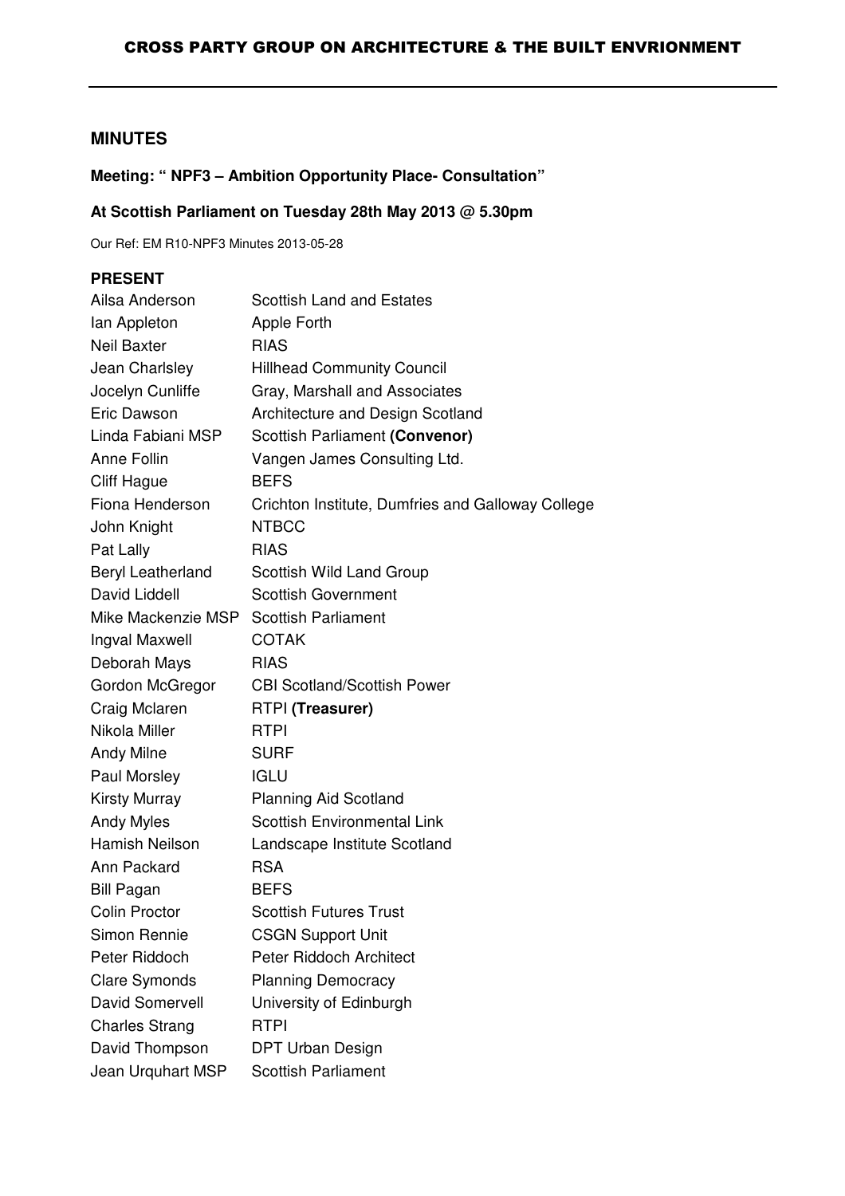## MINUTES

**Meeting: " NPF3 – Ambition Opportunity Place- Consultation"**

**At Scottish Parliament on Tuesday 28th May 2013 @ 5.30pm**

Our Ref: EM R10-NPF3 Minutes 2013-05-28

**PRESENT**

| | |
|---|---|
| Ailsa Anderson | Scottish Land and Estates |
| Ian Appleton | Apple Forth |
| Neil Baxter | RIAS |
| Jean Charlsley | Hillhead Community Council |
| Jocelyn Cunliffe | Gray, Marshall and Associates |
| Eric Dawson | Architecture and Design Scotland |
| Linda Fabiani MSP | Scottish Parliament **(Convenor)** |
| Anne Follin | Vangen James Consulting Ltd. |
| Cliff Hague | BEFS |
| Fiona Henderson | Crichton Institute, Dumfries and Galloway College |
| John Knight | NTBCC |
| Pat Lally | RIAS |
| Beryl Leatherland | Scottish Wild Land Group |
| David Liddell | Scottish Government |
| Mike Mackenzie MSP | Scottish Parliament |
| Ingval Maxwell | COTAK |
| Deborah Mays | RIAS |
| Gordon McGregor | CBI Scotland/Scottish Power |
| Craig Mclaren | RTPI **(Treasurer)** |
| Nikola Miller | RTPI |
| Andy Milne | SURF |
| Paul Morsley | IGLU |
| Kirsty Murray | Planning Aid Scotland |
| Andy Myles | Scottish Environmental Link |
| Hamish Neilson | Landscape Institute Scotland |
| Ann Packard | RSA |
| Bill Pagan | BEFS |
| Colin Proctor | Scottish Futures Trust |
| Simon Rennie | CSGN Support Unit |
| Peter Riddoch | Peter Riddoch Architect |
| Clare Symonds | Planning Democracy |
| David Somervell | University of Edinburgh |
| Charles Strang | RTPI |
| David Thompson | DPT Urban Design |
| Jean Urquhart MSP | Scottish Parliament |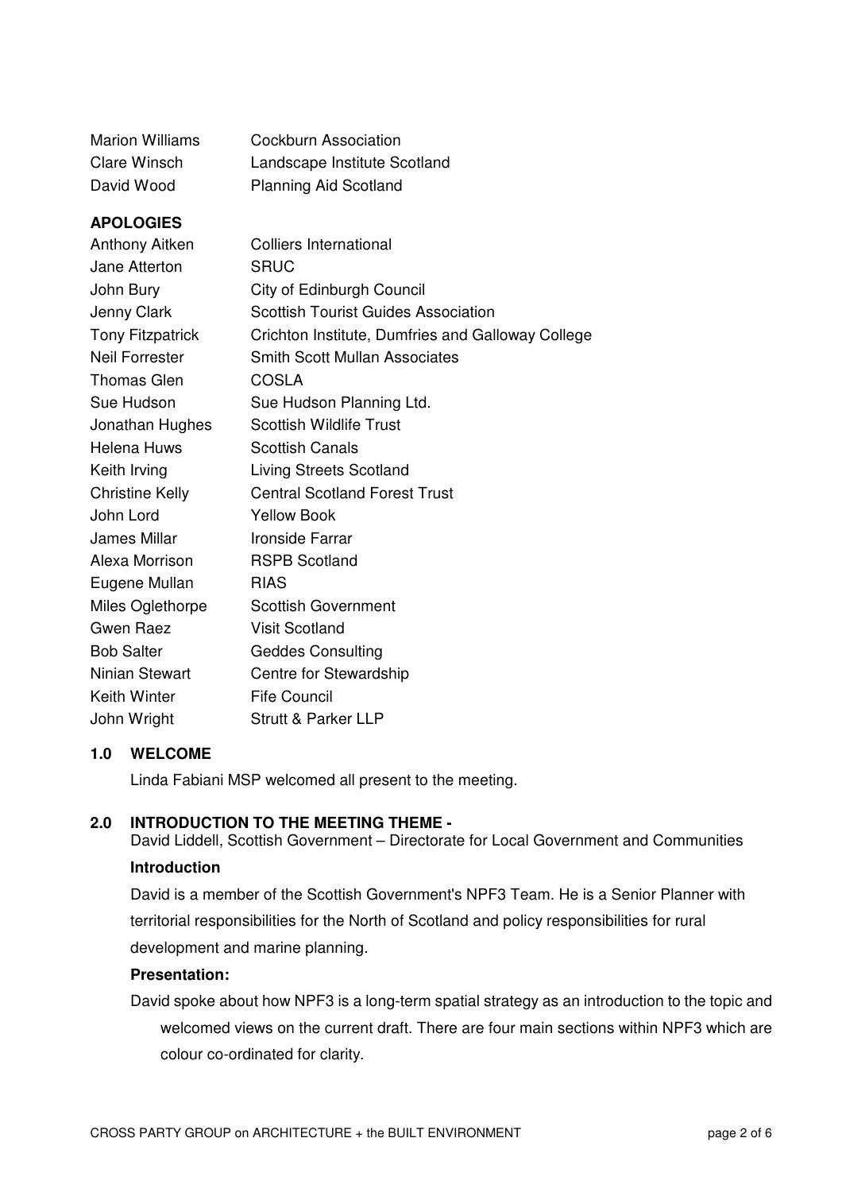| | |
|---|---|
| Marion Williams | Cockburn Association |
| Clare Winsch | Landscape Institute Scotland |
| David Wood | Planning Aid Scotland |

**APOLOGIES**

| | |
|---|---|
| Anthony Aitken | Colliers International |
| Jane Atterton | SRUC |
| John Bury | City of Edinburgh Council |
| Jenny Clark | Scottish Tourist Guides Association |
| Tony Fitzpatrick | Crichton Institute, Dumfries and Galloway College |
| Neil Forrester | Smith Scott Mullan Associates |
| Thomas Glen | COSLA |
| Sue Hudson | Sue Hudson Planning Ltd. |
| Jonathan Hughes | Scottish Wildlife Trust |
| Helena Huws | Scottish Canals |
| Keith Irving | Living Streets Scotland |
| Christine Kelly | Central Scotland Forest Trust |
| John Lord | Yellow Book |
| James Millar | Ironside Farrar |
| Alexa Morrison | RSPB Scotland |
| Eugene Mullan | RIAS |
| Miles Oglethorpe | Scottish Government |
| Gwen Raez | Visit Scotland |
| Bob Salter | Geddes Consulting |
| Ninian Stewart | Centre for Stewardship |
| Keith Winter | Fife Council |
| John Wright | Strutt & Parker LLP |

## 1.0 WELCOME

Linda Fabiani MSP welcomed all present to the meeting.

## 2.0 INTRODUCTION TO THE MEETING THEME -

David Liddell, Scottish Government – Directorate for Local Government and Communities

**Introduction**

David is a member of the Scottish Government's NPF3 Team. He is a Senior Planner with territorial responsibilities for the North of Scotland and policy responsibilities for rural development and marine planning.

**Presentation:**

David spoke about how NPF3 is a long-term spatial strategy as an introduction to the topic and welcomed views on the current draft. There are four main sections within NPF3 which are colour co-ordinated for clarity.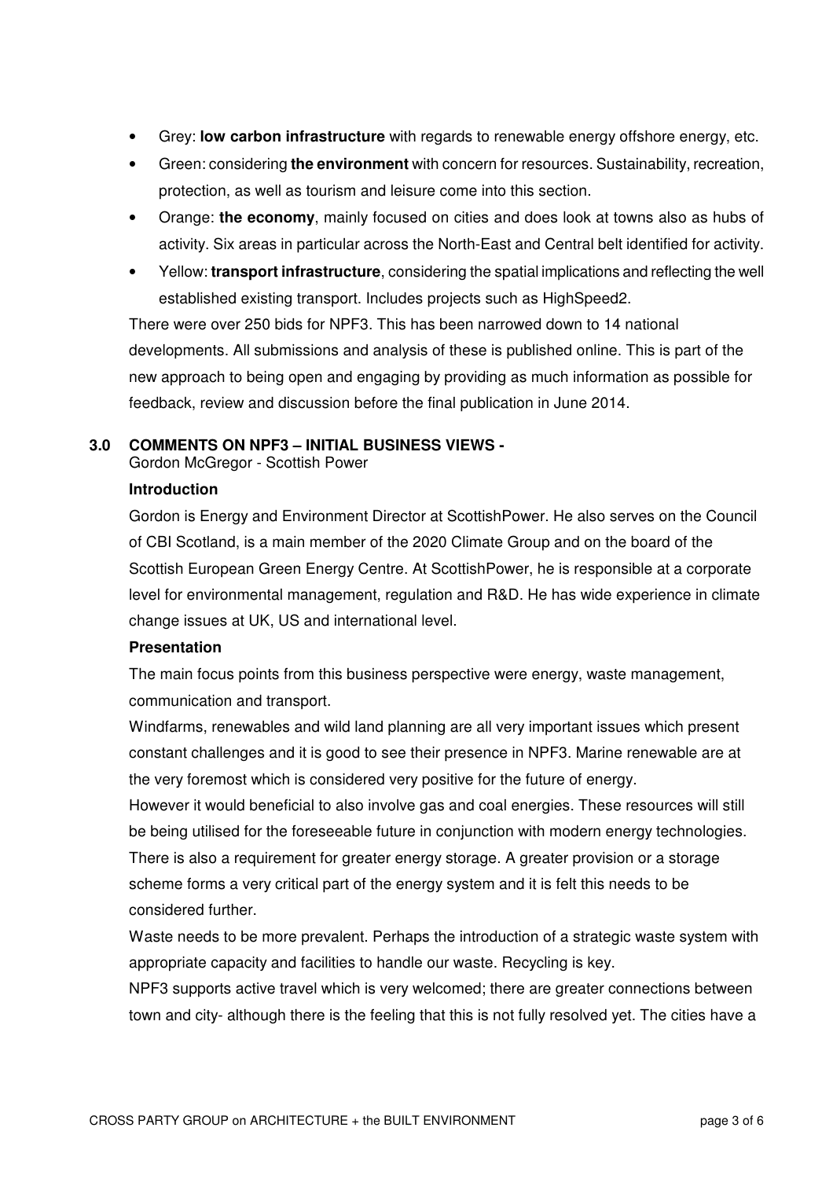- Grey: **low carbon infrastructure** with regards to renewable energy offshore energy, etc.
- Green: considering **the environment** with concern for resources. Sustainability, recreation, protection, as well as tourism and leisure come into this section.
- Orange: **the economy**, mainly focused on cities and does look at towns also as hubs of activity. Six areas in particular across the North-East and Central belt identified for activity.
- Yellow: **transport infrastructure**, considering the spatial implications and reflecting the well established existing transport. Includes projects such as HighSpeed2.

There were over 250 bids for NPF3. This has been narrowed down to 14 national developments. All submissions and analysis of these is published online. This is part of the new approach to being open and engaging by providing as much information as possible for feedback, review and discussion before the final publication in June 2014.

## 3.0 COMMENTS ON NPF3 – INITIAL BUSINESS VIEWS -

Gordon McGregor - Scottish Power

**Introduction**

Gordon is Energy and Environment Director at ScottishPower. He also serves on the Council of CBI Scotland, is a main member of the 2020 Climate Group and on the board of the Scottish European Green Energy Centre. At ScottishPower, he is responsible at a corporate level for environmental management, regulation and R&D. He has wide experience in climate change issues at UK, US and international level.

**Presentation**

The main focus points from this business perspective were energy, waste management, communication and transport.

Windfarms, renewables and wild land planning are all very important issues which present constant challenges and it is good to see their presence in NPF3. Marine renewable are at the very foremost which is considered very positive for the future of energy.

However it would beneficial to also involve gas and coal energies. These resources will still be being utilised for the foreseeable future in conjunction with modern energy technologies.

There is also a requirement for greater energy storage. A greater provision or a storage scheme forms a very critical part of the energy system and it is felt this needs to be considered further.

Waste needs to be more prevalent. Perhaps the introduction of a strategic waste system with appropriate capacity and facilities to handle our waste. Recycling is key.

NPF3 supports active travel which is very welcomed; there are greater connections between town and city- although there is the feeling that this is not fully resolved yet. The cities have a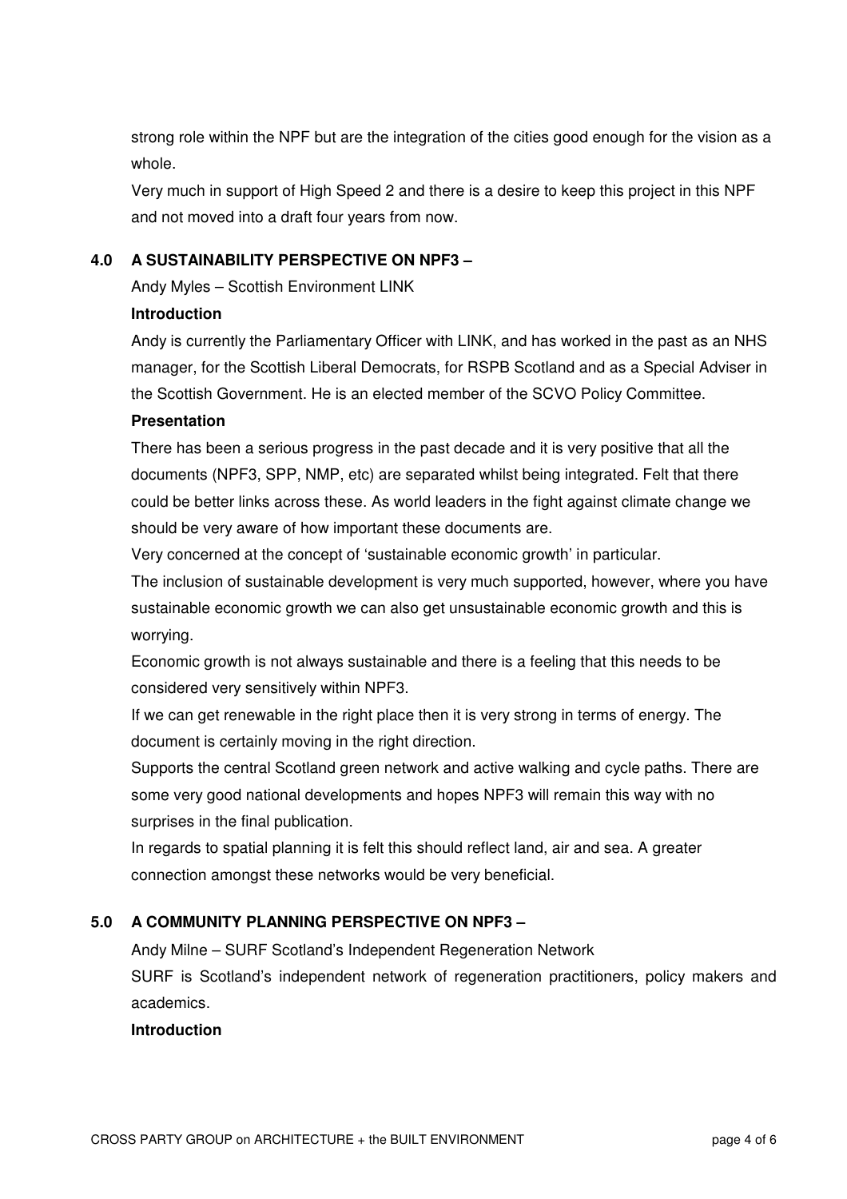strong role within the NPF but are the integration of the cities good enough for the vision as a whole.

Very much in support of High Speed 2 and there is a desire to keep this project in this NPF and not moved into a draft four years from now.

## 4.0 A SUSTAINABILITY PERSPECTIVE ON NPF3 –

Andy Myles – Scottish Environment LINK

**Introduction**

Andy is currently the Parliamentary Officer with LINK, and has worked in the past as an NHS manager, for the Scottish Liberal Democrats, for RSPB Scotland and as a Special Adviser in the Scottish Government. He is an elected member of the SCVO Policy Committee.

**Presentation**

There has been a serious progress in the past decade and it is very positive that all the documents (NPF3, SPP, NMP, etc) are separated whilst being integrated. Felt that there could be better links across these. As world leaders in the fight against climate change we should be very aware of how important these documents are.

Very concerned at the concept of 'sustainable economic growth' in particular.

The inclusion of sustainable development is very much supported, however, where you have sustainable economic growth we can also get unsustainable economic growth and this is worrying.

Economic growth is not always sustainable and there is a feeling that this needs to be considered very sensitively within NPF3.

If we can get renewable in the right place then it is very strong in terms of energy. The document is certainly moving in the right direction.

Supports the central Scotland green network and active walking and cycle paths. There are some very good national developments and hopes NPF3 will remain this way with no surprises in the final publication.

In regards to spatial planning it is felt this should reflect land, air and sea. A greater connection amongst these networks would be very beneficial.

## 5.0 A COMMUNITY PLANNING PERSPECTIVE ON NPF3 –

Andy Milne – SURF Scotland's Independent Regeneration Network

SURF is Scotland's independent network of regeneration practitioners, policy makers and academics.

**Introduction**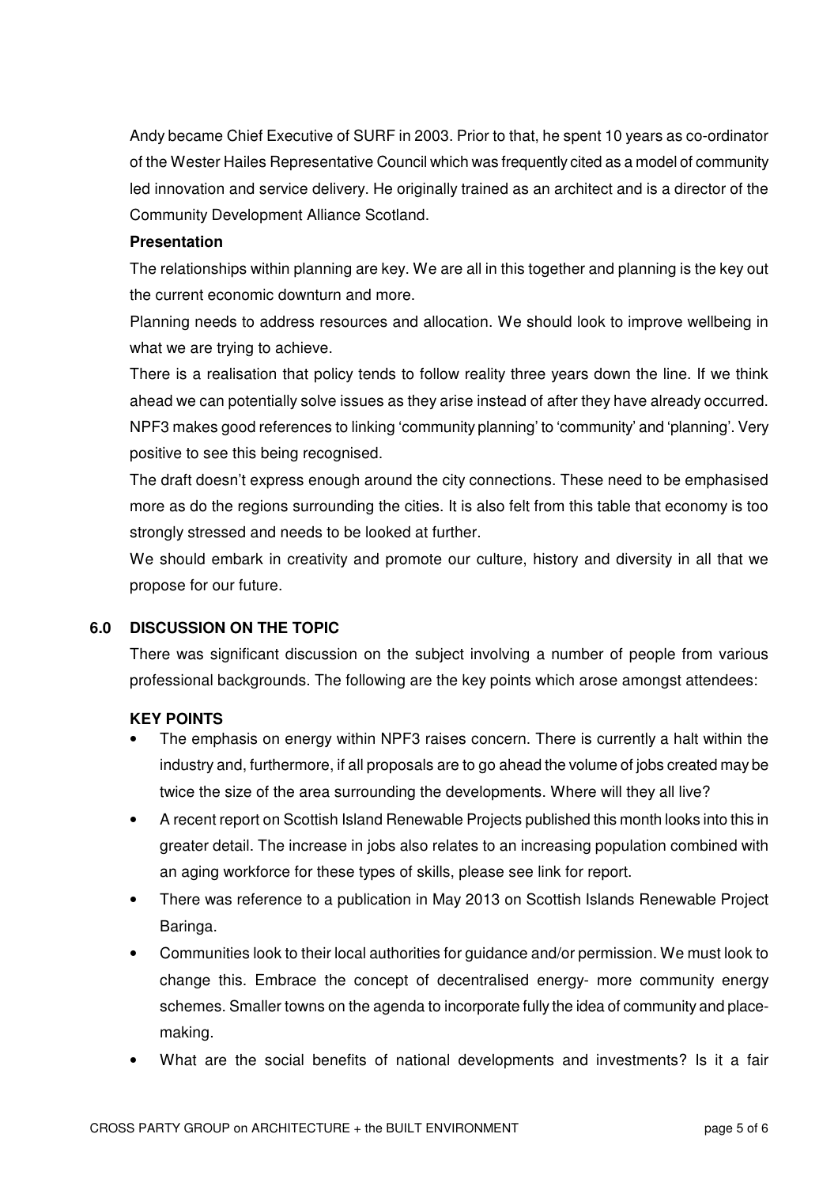Andy became Chief Executive of SURF in 2003. Prior to that, he spent 10 years as co-ordinator of the Wester Hailes Representative Council which was frequently cited as a model of community led innovation and service delivery. He originally trained as an architect and is a director of the Community Development Alliance Scotland.

**Presentation**

The relationships within planning are key. We are all in this together and planning is the key out the current economic downturn and more.

Planning needs to address resources and allocation. We should look to improve wellbeing in what we are trying to achieve.

There is a realisation that policy tends to follow reality three years down the line. If we think ahead we can potentially solve issues as they arise instead of after they have already occurred.

NPF3 makes good references to linking 'community planning' to 'community' and 'planning'. Very positive to see this being recognised.

The draft doesn't express enough around the city connections. These need to be emphasised more as do the regions surrounding the cities. It is also felt from this table that economy is too strongly stressed and needs to be looked at further.

We should embark in creativity and promote our culture, history and diversity in all that we propose for our future.

## 6.0 DISCUSSION ON THE TOPIC

There was significant discussion on the subject involving a number of people from various professional backgrounds. The following are the key points which arose amongst attendees:

**KEY POINTS**

- The emphasis on energy within NPF3 raises concern. There is currently a halt within the industry and, furthermore, if all proposals are to go ahead the volume of jobs created may be twice the size of the area surrounding the developments. Where will they all live?
- A recent report on Scottish Island Renewable Projects published this month looks into this in greater detail. The increase in jobs also relates to an increasing population combined with an aging workforce for these types of skills, please see link for report.
- There was reference to a publication in May 2013 on Scottish Islands Renewable Project Baringa.
- Communities look to their local authorities for guidance and/or permission. We must look to change this. Embrace the concept of decentralised energy- more community energy schemes. Smaller towns on the agenda to incorporate fully the idea of community and place-making.
- What are the social benefits of national developments and investments? Is it a fair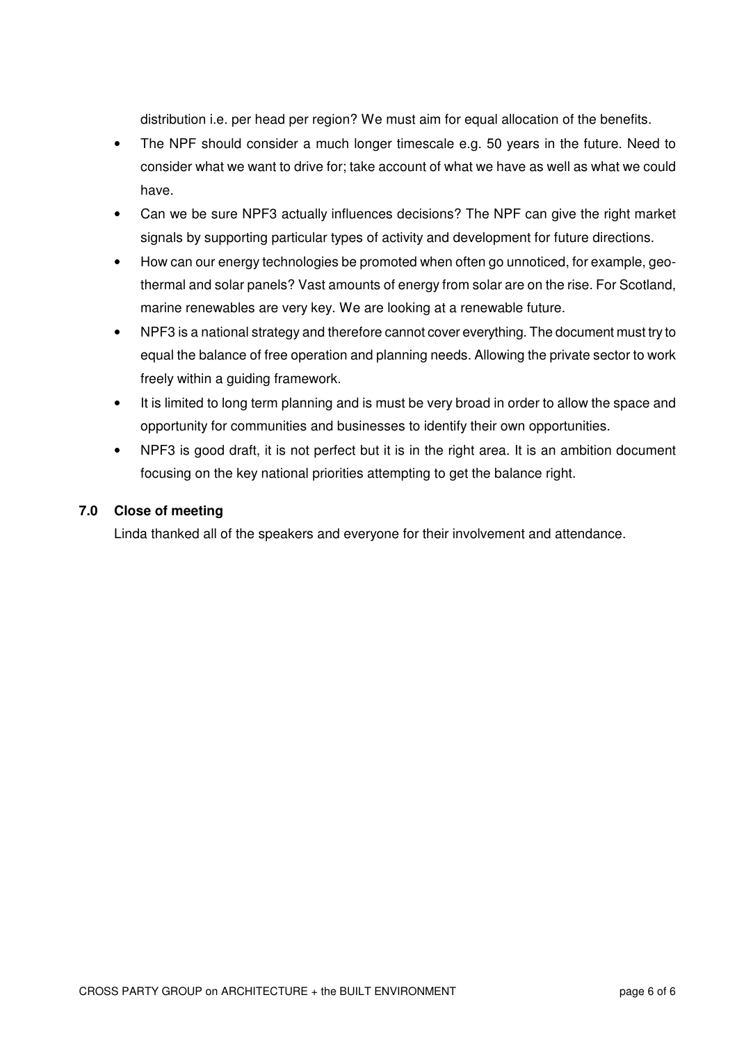distribution i.e. per head per region? We must aim for equal allocation of the benefits.

- The NPF should consider a much longer timescale e.g. 50 years in the future. Need to consider what we want to drive for; take account of what we have as well as what we could have.
- Can we be sure NPF3 actually influences decisions? The NPF can give the right market signals by supporting particular types of activity and development for future directions.
- How can our energy technologies be promoted when often go unnoticed, for example, geo-thermal and solar panels? Vast amounts of energy from solar are on the rise. For Scotland, marine renewables are very key. We are looking at a renewable future.
- NPF3 is a national strategy and therefore cannot cover everything. The document must try to equal the balance of free operation and planning needs. Allowing the private sector to work freely within a guiding framework.
- It is limited to long term planning and is must be very broad in order to allow the space and opportunity for communities and businesses to identify their own opportunities.
- NPF3 is good draft, it is not perfect but it is in the right area. It is an ambition document focusing on the key national priorities attempting to get the balance right.

### 7.0 Close of meeting

Linda thanked all of the speakers and everyone for their involvement and attendance.